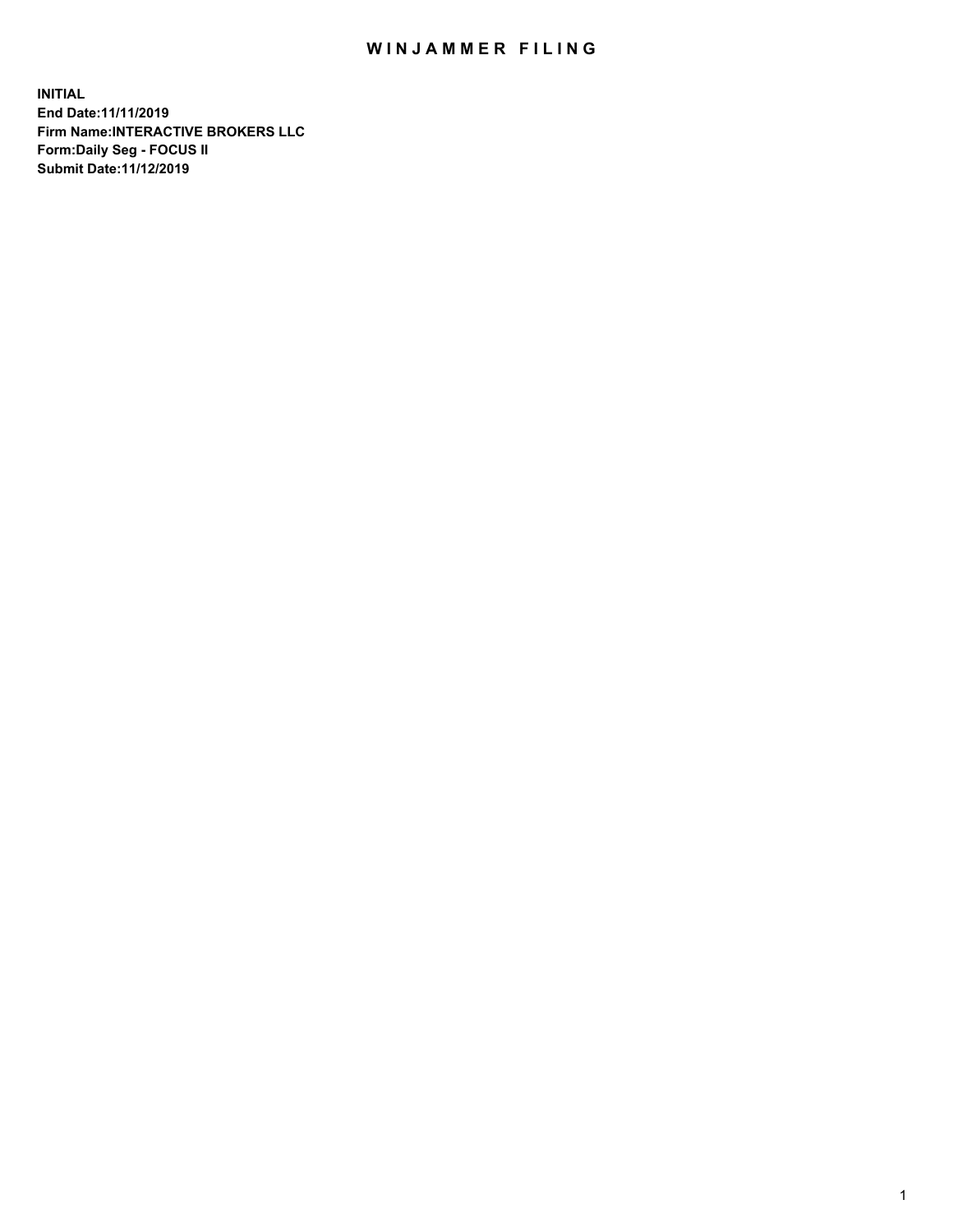# WINJAMMER FILING

**INITIAL**
**End Date:11/11/2019**
**Firm Name:INTERACTIVE BROKERS LLC**
**Form:Daily Seg - FOCUS II**
**Submit Date:11/12/2019**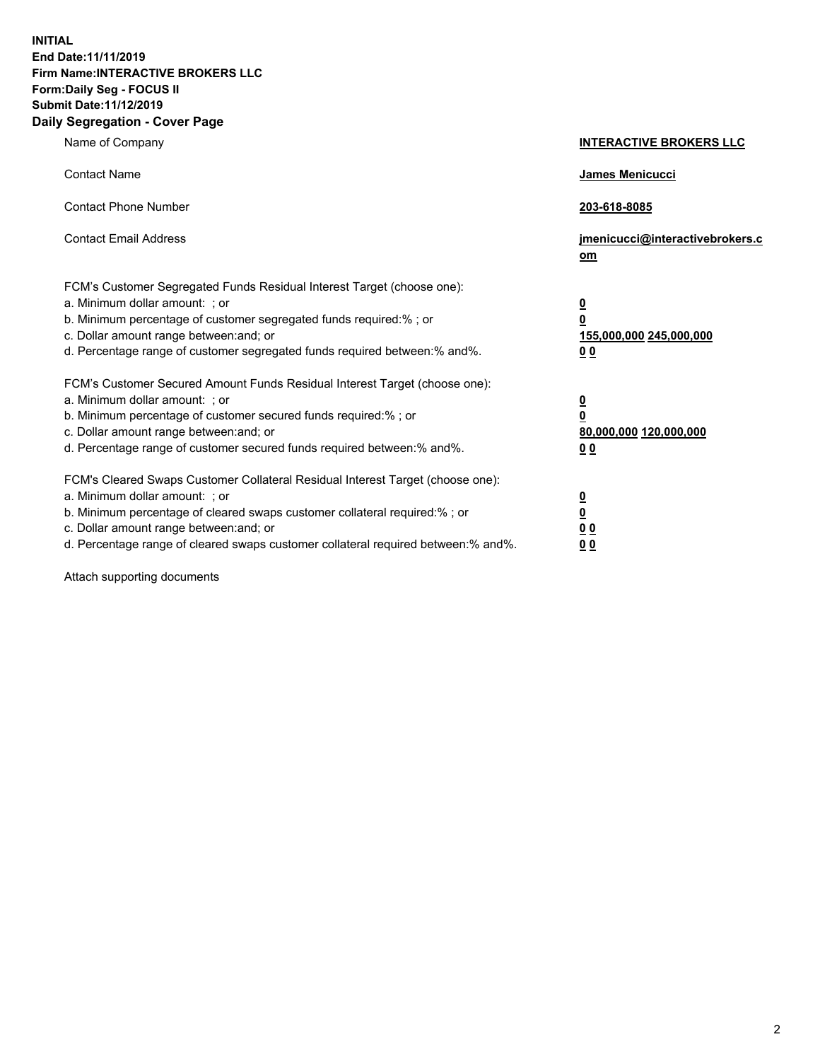**INITIAL**
**End Date:11/11/2019**
**Firm Name:INTERACTIVE BROKERS LLC**
**Form:Daily Seg - FOCUS II**
**Submit Date:11/12/2019**

## Daily Segregation - Cover Page

| | |
|---|---|
| Name of Company | **INTERACTIVE BROKERS LLC** |
| Contact Name | **James Menicucci** |
| Contact Phone Number | **203-618-8085** |
| Contact Email Address | **jmenicucci@interactivebrokers.com** |

FCM's Customer Segregated Funds Residual Interest Target (choose one):

| | |
|---|---|
| a. Minimum dollar amount: ; or | **0** |
| b. Minimum percentage of customer segregated funds required:% ; or | **0** |
| c. Dollar amount range between:and; or | **155,000,000 245,000,000** |
| d. Percentage range of customer segregated funds required between:% and%. | **0 0** |

FCM's Customer Secured Amount Funds Residual Interest Target (choose one):

| | |
|---|---|
| a. Minimum dollar amount: ; or | **0** |
| b. Minimum percentage of customer secured funds required:% ; or | **0** |
| c. Dollar amount range between:and; or | **80,000,000 120,000,000** |
| d. Percentage range of customer secured funds required between:% and%. | **0 0** |

FCM's Cleared Swaps Customer Collateral Residual Interest Target (choose one):

| | |
|---|---|
| a. Minimum dollar amount: ; or | **0** |
| b. Minimum percentage of cleared swaps customer collateral required:% ; or | **0** |
| c. Dollar amount range between:and; or | **0 0** |
| d. Percentage range of cleared swaps customer collateral required between:% and%. | **0 0** |

Attach supporting documents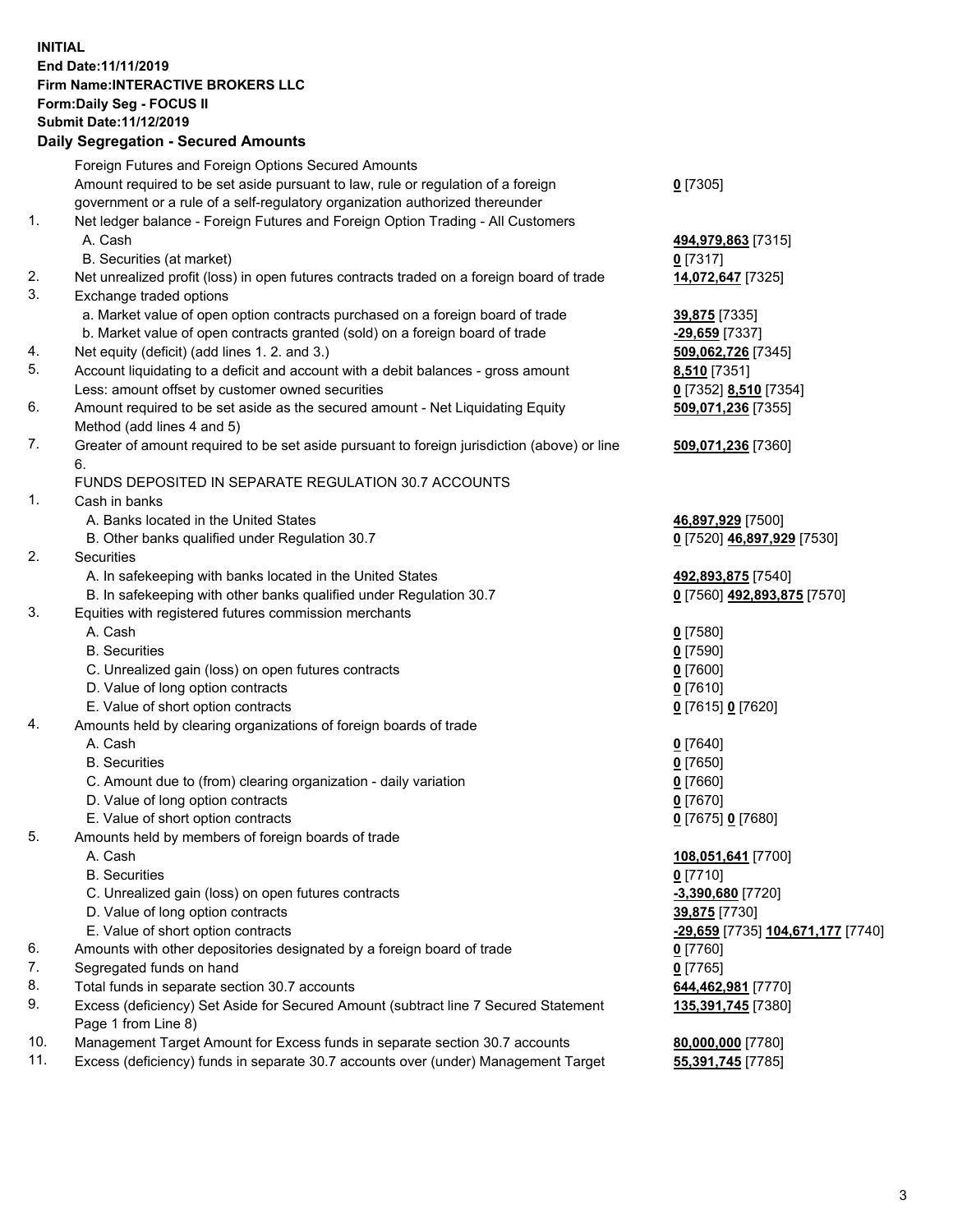**INITIAL**
**End Date:11/11/2019**
**Firm Name:INTERACTIVE BROKERS LLC**
**Form:Daily Seg - FOCUS II**
**Submit Date:11/12/2019**

## Daily Segregation - Secured Amounts

| | | |
|---|---|---|
| | Foreign Futures and Foreign Options Secured Amounts | |
| | Amount required to be set aside pursuant to law, rule or regulation of a foreign government or a rule of a self-regulatory organization authorized thereunder | **0** [7305] |
| 1. | Net ledger balance - Foreign Futures and Foreign Option Trading - All Customers | |
| | A. Cash | **494,979,863** [7315] |
| | B. Securities (at market) | **0** [7317] |
| 2. | Net unrealized profit (loss) in open futures contracts traded on a foreign board of trade | **14,072,647** [7325] |
| 3. | Exchange traded options | |
| | a. Market value of open option contracts purchased on a foreign board of trade | **39,875** [7335] |
| | b. Market value of open contracts granted (sold) on a foreign board of trade | **-29,659** [7337] |
| 4. | Net equity (deficit) (add lines 1. 2. and 3.) | **509,062,726** [7345] |
| 5. | Account liquidating to a deficit and account with a debit balances - gross amount | **8,510** [7351] |
| | Less: amount offset by customer owned securities | **0** [7352] **8,510** [7354] |
| 6. | Amount required to be set aside as the secured amount - Net Liquidating Equity Method (add lines 4 and 5) | **509,071,236** [7355] |
| 7. | Greater of amount required to be set aside pursuant to foreign jurisdiction (above) or line 6. | **509,071,236** [7360] |
| | FUNDS DEPOSITED IN SEPARATE REGULATION 30.7 ACCOUNTS | |
| 1. | Cash in banks | |
| | A. Banks located in the United States | **46,897,929** [7500] |
| | B. Other banks qualified under Regulation 30.7 | **0** [7520] **46,897,929** [7530] |
| 2. | Securities | |
| | A. In safekeeping with banks located in the United States | **492,893,875** [7540] |
| | B. In safekeeping with other banks qualified under Regulation 30.7 | **0** [7560] **492,893,875** [7570] |
| 3. | Equities with registered futures commission merchants | |
| | A. Cash | **0** [7580] |
| | B. Securities | **0** [7590] |
| | C. Unrealized gain (loss) on open futures contracts | **0** [7600] |
| | D. Value of long option contracts | **0** [7610] |
| | E. Value of short option contracts | **0** [7615] **0** [7620] |
| 4. | Amounts held by clearing organizations of foreign boards of trade | |
| | A. Cash | **0** [7640] |
| | B. Securities | **0** [7650] |
| | C. Amount due to (from) clearing organization - daily variation | **0** [7660] |
| | D. Value of long option contracts | **0** [7670] |
| | E. Value of short option contracts | **0** [7675] **0** [7680] |
| 5. | Amounts held by members of foreign boards of trade | |
| | A. Cash | **108,051,641** [7700] |
| | B. Securities | **0** [7710] |
| | C. Unrealized gain (loss) on open futures contracts | **-3,390,680** [7720] |
| | D. Value of long option contracts | **39,875** [7730] |
| | E. Value of short option contracts | **-29,659** [7735] **104,671,177** [7740] |
| 6. | Amounts with other depositories designated by a foreign board of trade | **0** [7760] |
| 7. | Segregated funds on hand | **0** [7765] |
| 8. | Total funds in separate section 30.7 accounts | **644,462,981** [7770] |
| 9. | Excess (deficiency) Set Aside for Secured Amount (subtract line 7 Secured Statement Page 1 from Line 8) | **135,391,745** [7380] |
| 10. | Management Target Amount for Excess funds in separate section 30.7 accounts | **80,000,000** [7780] |
| 11. | Excess (deficiency) funds in separate 30.7 accounts over (under) Management Target | **55,391,745** [7785] |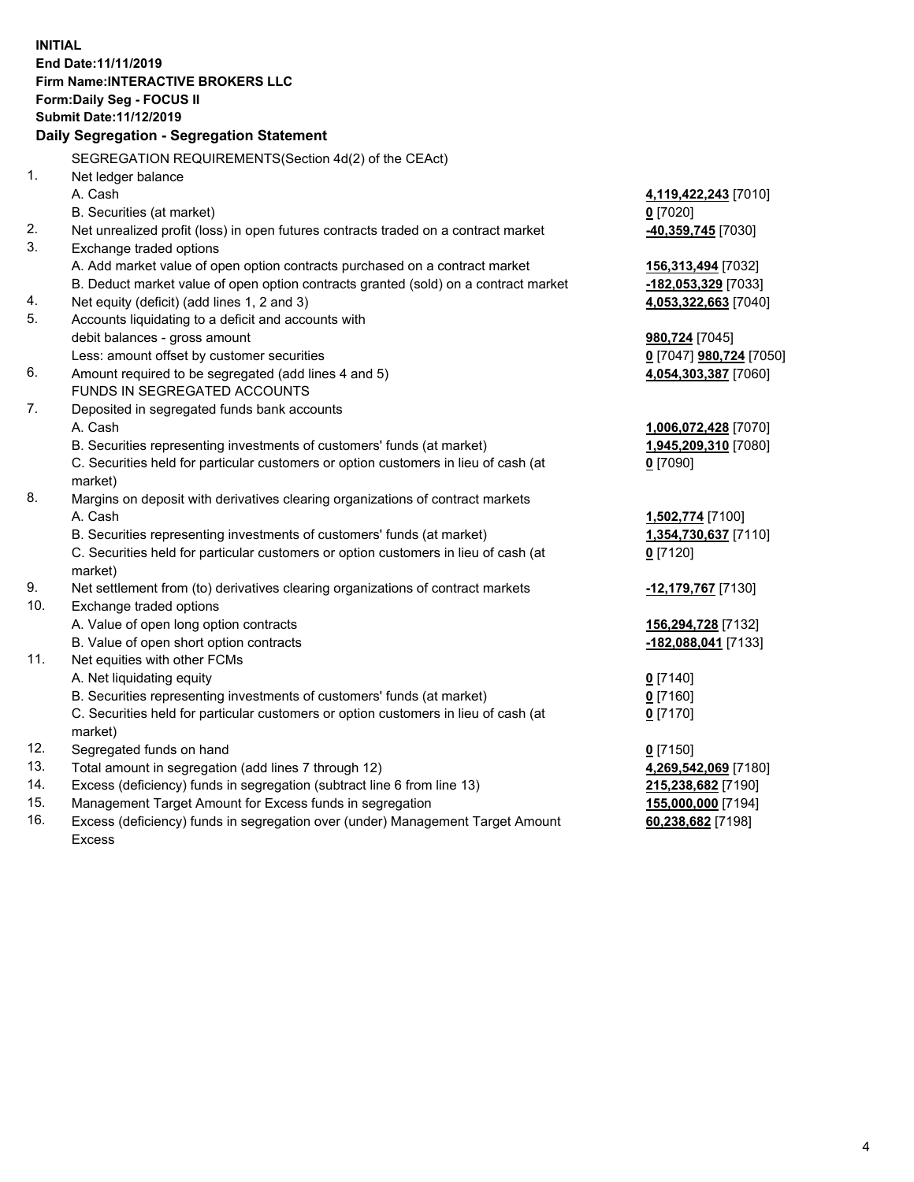**INITIAL**
**End Date:11/11/2019**
**Firm Name:INTERACTIVE BROKERS LLC**
**Form:Daily Seg - FOCUS II**
**Submit Date:11/12/2019**

**Daily Segregation - Segregation Statement**

SEGREGATION REQUIREMENTS(Section 4d(2) of the CEAct)

| | | |
|---|---|---|
| 1. | Net ledger balance | |
| | A. Cash | **4,119,422,243** [7010] |
| | B. Securities (at market) | **0** [7020] |
| 2. | Net unrealized profit (loss) in open futures contracts traded on a contract market | **-40,359,745** [7030] |
| 3. | Exchange traded options | |
| | A. Add market value of open option contracts purchased on a contract market | **156,313,494** [7032] |
| | B. Deduct market value of open option contracts granted (sold) on a contract market | **-182,053,329** [7033] |
| 4. | Net equity (deficit) (add lines 1, 2 and 3) | **4,053,322,663** [7040] |
| 5. | Accounts liquidating to a deficit and accounts with | |
| | debit balances - gross amount | **980,724** [7045] |
| | Less: amount offset by customer securities | **0** [7047] **980,724** [7050] |
| 6. | Amount required to be segregated (add lines 4 and 5) | **4,054,303,387** [7060] |
| | FUNDS IN SEGREGATED ACCOUNTS | |
| 7. | Deposited in segregated funds bank accounts | |
| | A. Cash | **1,006,072,428** [7070] |
| | B. Securities representing investments of customers' funds (at market) | **1,945,209,310** [7080] |
| | C. Securities held for particular customers or option customers in lieu of cash (at market) | **0** [7090] |
| 8. | Margins on deposit with derivatives clearing organizations of contract markets | |
| | A. Cash | **1,502,774** [7100] |
| | B. Securities representing investments of customers' funds (at market) | **1,354,730,637** [7110] |
| | C. Securities held for particular customers or option customers in lieu of cash (at market) | **0** [7120] |
| 9. | Net settlement from (to) derivatives clearing organizations of contract markets | **-12,179,767** [7130] |
| 10. | Exchange traded options | |
| | A. Value of open long option contracts | **156,294,728** [7132] |
| | B. Value of open short option contracts | **-182,088,041** [7133] |
| 11. | Net equities with other FCMs | |
| | A. Net liquidating equity | **0** [7140] |
| | B. Securities representing investments of customers' funds (at market) | **0** [7160] |
| | C. Securities held for particular customers or option customers in lieu of cash (at market) | **0** [7170] |
| 12. | Segregated funds on hand | **0** [7150] |
| 13. | Total amount in segregation (add lines 7 through 12) | **4,269,542,069** [7180] |
| 14. | Excess (deficiency) funds in segregation (subtract line 6 from line 13) | **215,238,682** [7190] |
| 15. | Management Target Amount for Excess funds in segregation | **155,000,000** [7194] |
| 16. | Excess (deficiency) funds in segregation over (under) Management Target Amount Excess | **60,238,682** [7198] |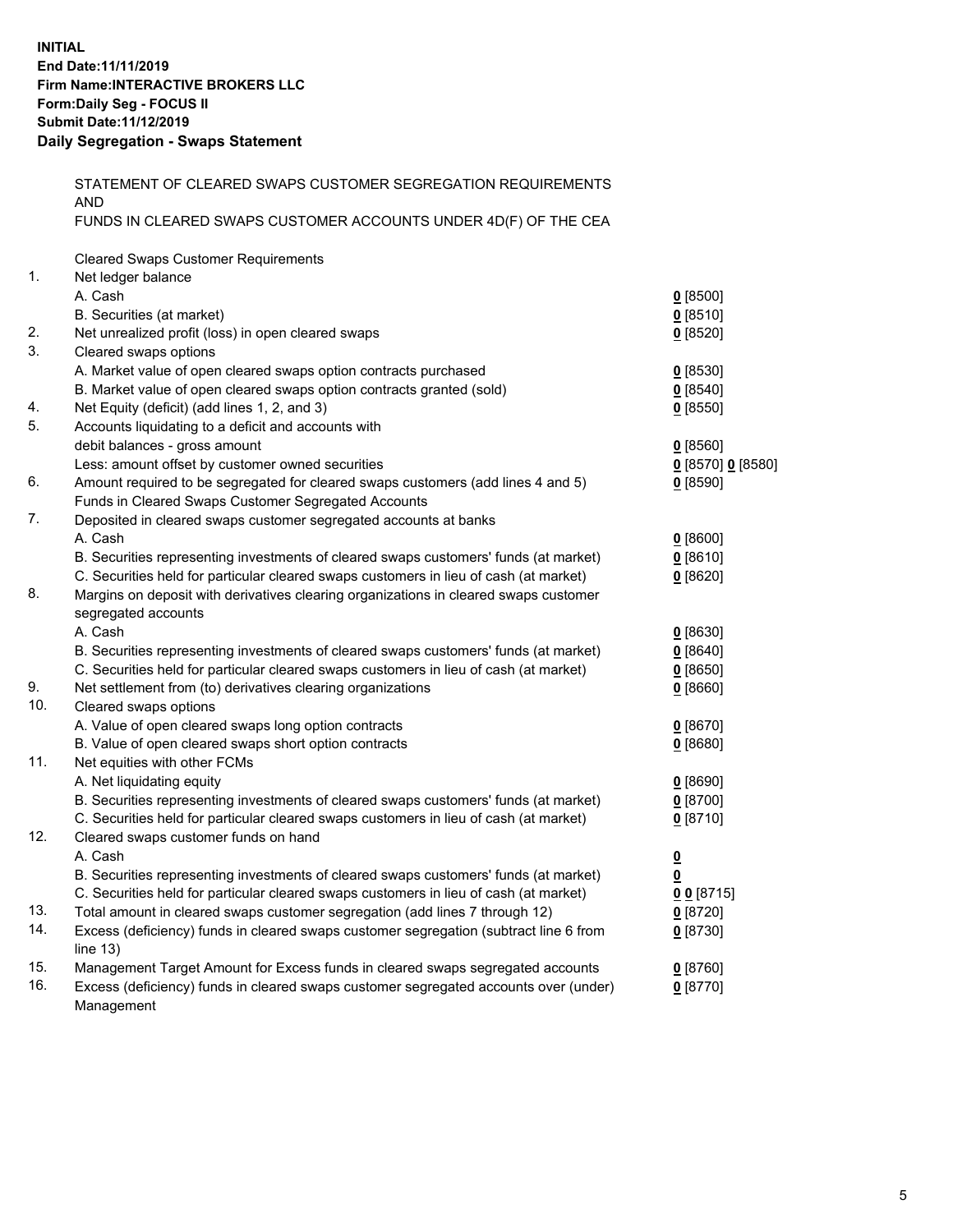**INITIAL**
**End Date:11/11/2019**
**Firm Name:INTERACTIVE BROKERS LLC**
**Form:Daily Seg - FOCUS II**
**Submit Date:11/12/2019**
**Daily Segregation - Swaps Statement**

STATEMENT OF CLEARED SWAPS CUSTOMER SEGREGATION REQUIREMENTS AND FUNDS IN CLEARED SWAPS CUSTOMER ACCOUNTS UNDER 4D(F) OF THE CEA

| | | |
|---|---|---|
| | Cleared Swaps Customer Requirements | |
| 1. | Net ledger balance | |
| | A. Cash | 0 [8500] |
| | B. Securities (at market) | 0 [8510] |
| 2. | Net unrealized profit (loss) in open cleared swaps | 0 [8520] |
| 3. | Cleared swaps options | |
| | A. Market value of open cleared swaps option contracts purchased | 0 [8530] |
| | B. Market value of open cleared swaps option contracts granted (sold) | 0 [8540] |
| 4. | Net Equity (deficit) (add lines 1, 2, and 3) | 0 [8550] |
| 5. | Accounts liquidating to a deficit and accounts with debit balances - gross amount | 0 [8560] |
| | Less: amount offset by customer owned securities | 0 [8570] 0 [8580] |
| 6. | Amount required to be segregated for cleared swaps customers (add lines 4 and 5) | 0 [8590] |
| | Funds in Cleared Swaps Customer Segregated Accounts | |
| 7. | Deposited in cleared swaps customer segregated accounts at banks | |
| | A. Cash | 0 [8600] |
| | B. Securities representing investments of cleared swaps customers' funds (at market) | 0 [8610] |
| | C. Securities held for particular cleared swaps customers in lieu of cash (at market) | 0 [8620] |
| 8. | Margins on deposit with derivatives clearing organizations in cleared swaps customer segregated accounts | |
| | A. Cash | 0 [8630] |
| | B. Securities representing investments of cleared swaps customers' funds (at market) | 0 [8640] |
| | C. Securities held for particular cleared swaps customers in lieu of cash (at market) | 0 [8650] |
| 9. | Net settlement from (to) derivatives clearing organizations | 0 [8660] |
| 10. | Cleared swaps options | |
| | A. Value of open cleared swaps long option contracts | 0 [8670] |
| | B. Value of open cleared swaps short option contracts | 0 [8680] |
| 11. | Net equities with other FCMs | |
| | A. Net liquidating equity | 0 [8690] |
| | B. Securities representing investments of cleared swaps customers' funds (at market) | 0 [8700] |
| | C. Securities held for particular cleared swaps customers in lieu of cash (at market) | 0 [8710] |
| 12. | Cleared swaps customer funds on hand | |
| | A. Cash | 0 |
| | B. Securities representing investments of cleared swaps customers' funds (at market) | 0 |
| | C. Securities held for particular cleared swaps customers in lieu of cash (at market) | 0 0 [8715] |
| 13. | Total amount in cleared swaps customer segregation (add lines 7 through 12) | 0 [8720] |
| 14. | Excess (deficiency) funds in cleared swaps customer segregation (subtract line 6 from line 13) | 0 [8730] |
| 15. | Management Target Amount for Excess funds in cleared swaps segregated accounts | 0 [8760] |
| 16. | Excess (deficiency) funds in cleared swaps customer segregated accounts over (under) Management | 0 [8770] |